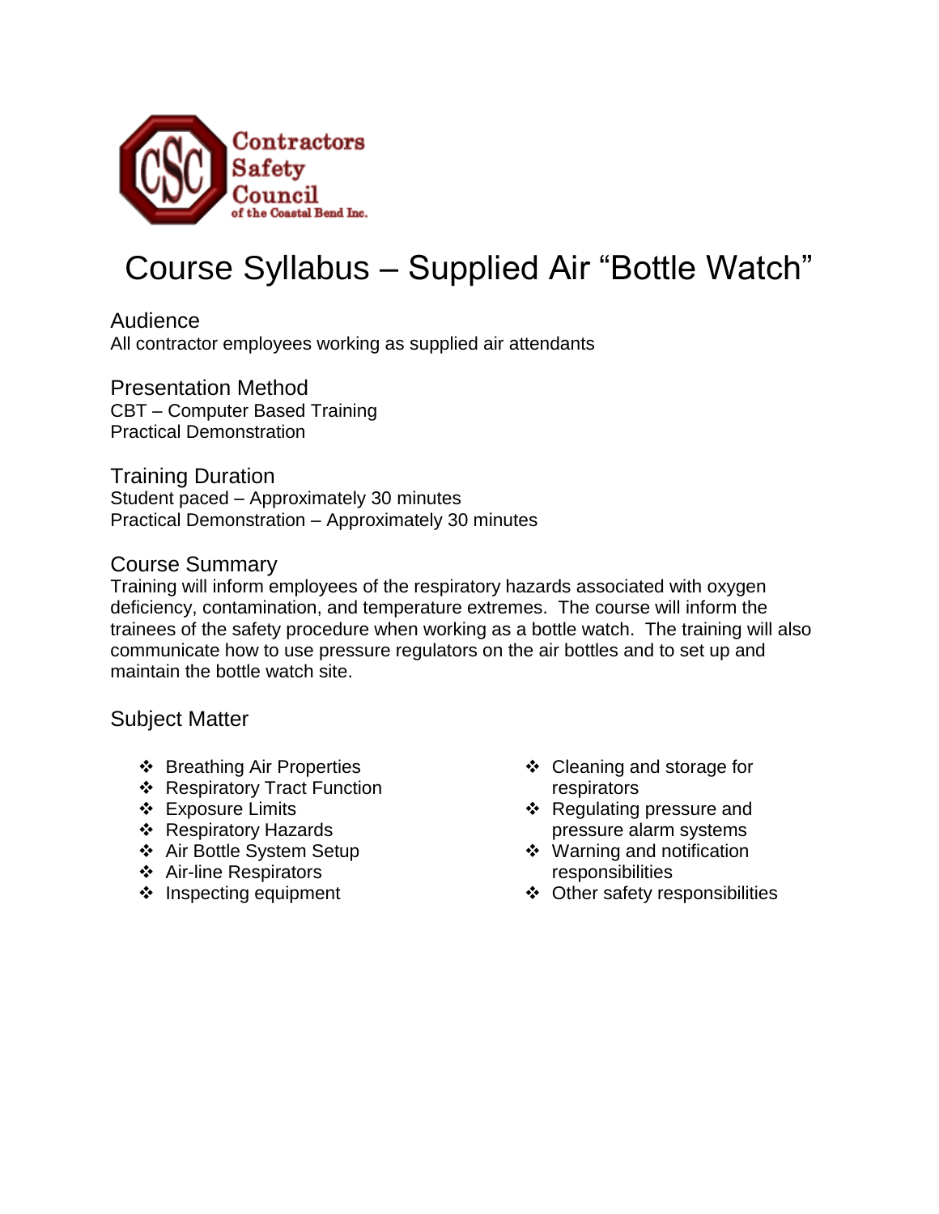Contractors Safety Council of the Coastal Bend Inc.

# Course Syllabus – Supplied Air "Bottle Watch"

## Audience

All contractor employees working as supplied air attendants

## Presentation Method

CBT – Computer Based Training
Practical Demonstration

## Training Duration

Student paced – Approximately 30 minutes
Practical Demonstration – Approximately 30 minutes

## Course Summary

Training will inform employees of the respiratory hazards associated with oxygen deficiency, contamination, and temperature extremes. The course will inform the trainees of the safety procedure when working as a bottle watch. The training will also communicate how to use pressure regulators on the air bottles and to set up and maintain the bottle watch site.

## Subject Matter

- Breathing Air Properties
- Respiratory Tract Function
- Exposure Limits
- Respiratory Hazards
- Air Bottle System Setup
- Air-line Respirators
- Inspecting equipment
- Cleaning and storage for respirators
- Regulating pressure and pressure alarm systems
- Warning and notification responsibilities
- Other safety responsibilities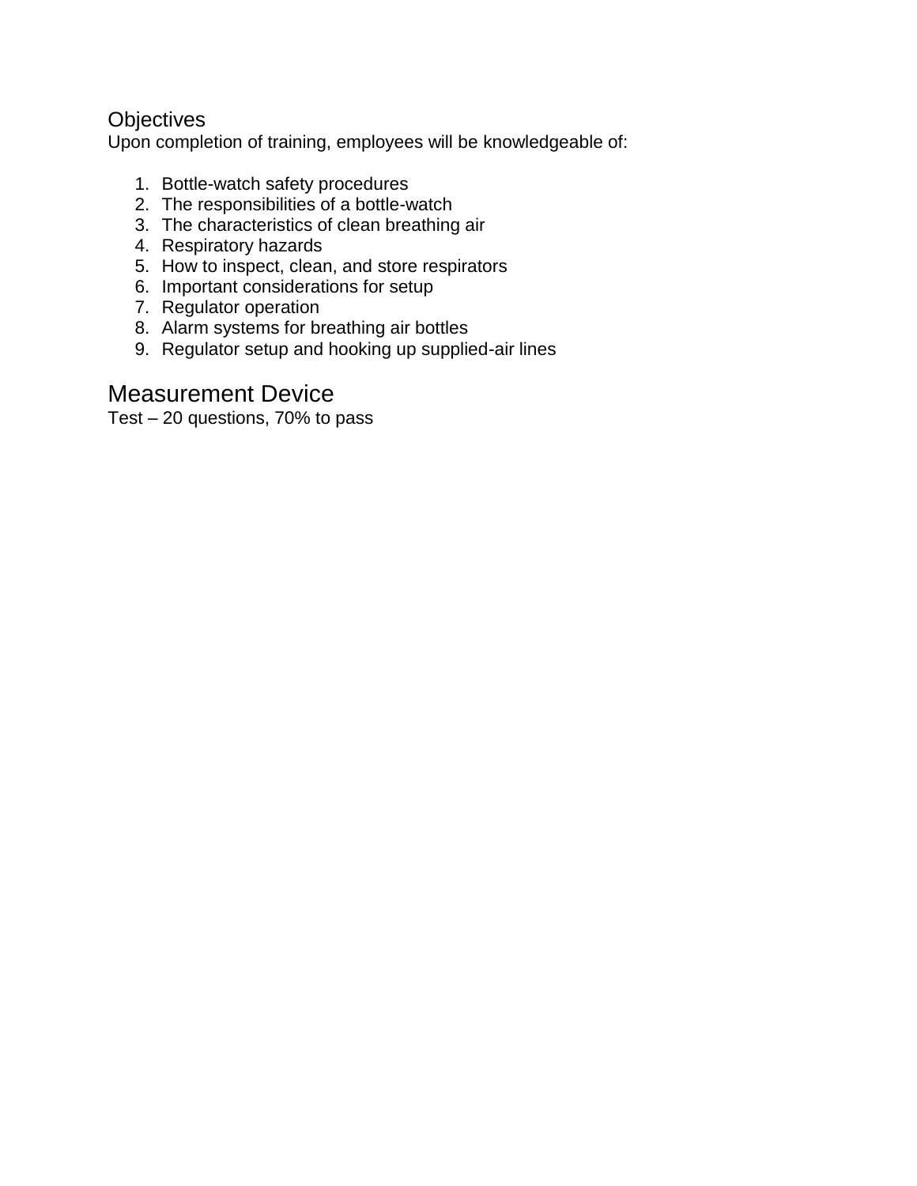## Objectives

Upon completion of training, employees will be knowledgeable of:

1. Bottle-watch safety procedures
2. The responsibilities of a bottle-watch
3. The characteristics of clean breathing air
4. Respiratory hazards
5. How to inspect, clean, and store respirators
6. Important considerations for setup
7. Regulator operation
8. Alarm systems for breathing air bottles
9. Regulator setup and hooking up supplied-air lines

# Measurement Device

Test – 20 questions, 70% to pass